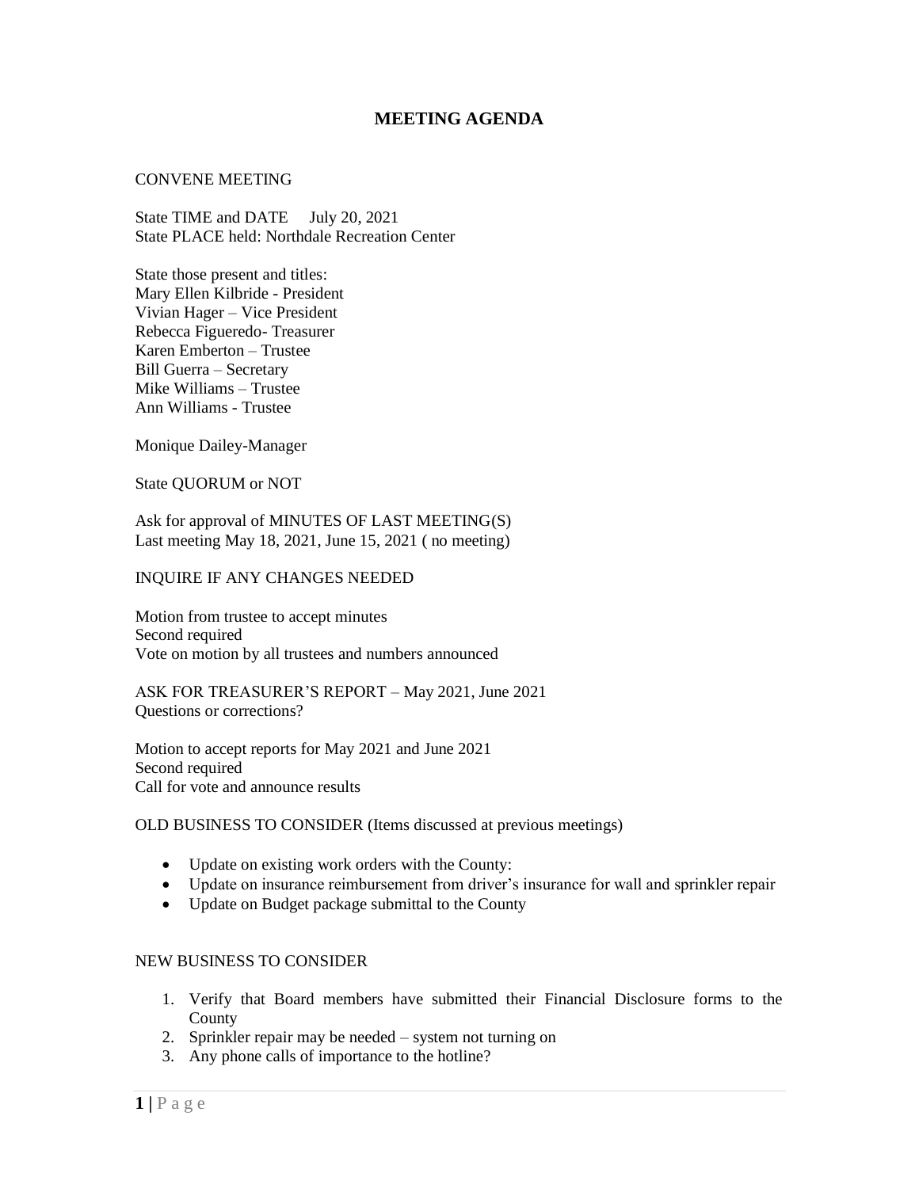# MEETING AGENDA

CONVENE MEETING

State TIME and DATE July 20, 2021
State PLACE held: Northdale Recreation Center

State those present and titles:
Mary Ellen Kilbride - President
Vivian Hager – Vice President
Rebecca Figueredo- Treasurer
Karen Emberton – Trustee
Bill Guerra – Secretary
Mike Williams – Trustee
Ann Williams - Trustee

Monique Dailey-Manager

State QUORUM or NOT

Ask for approval of MINUTES OF LAST MEETING(S)
Last meeting May 18, 2021, June 15, 2021 ( no meeting)

INQUIRE IF ANY CHANGES NEEDED

Motion from trustee to accept minutes
Second required
Vote on motion by all trustees and numbers announced

ASK FOR TREASURER'S REPORT – May 2021, June 2021
Questions or corrections?

Motion to accept reports for May 2021 and June 2021
Second required
Call for vote and announce results

OLD BUSINESS TO CONSIDER (Items discussed at previous meetings)

- Update on existing work orders with the County:
- Update on insurance reimbursement from driver's insurance for wall and sprinkler repair
- Update on Budget package submittal to the County

NEW BUSINESS TO CONSIDER

1. Verify that Board members have submitted their Financial Disclosure forms to the County
2. Sprinkler repair may be needed – system not turning on
3. Any phone calls of importance to the hotline?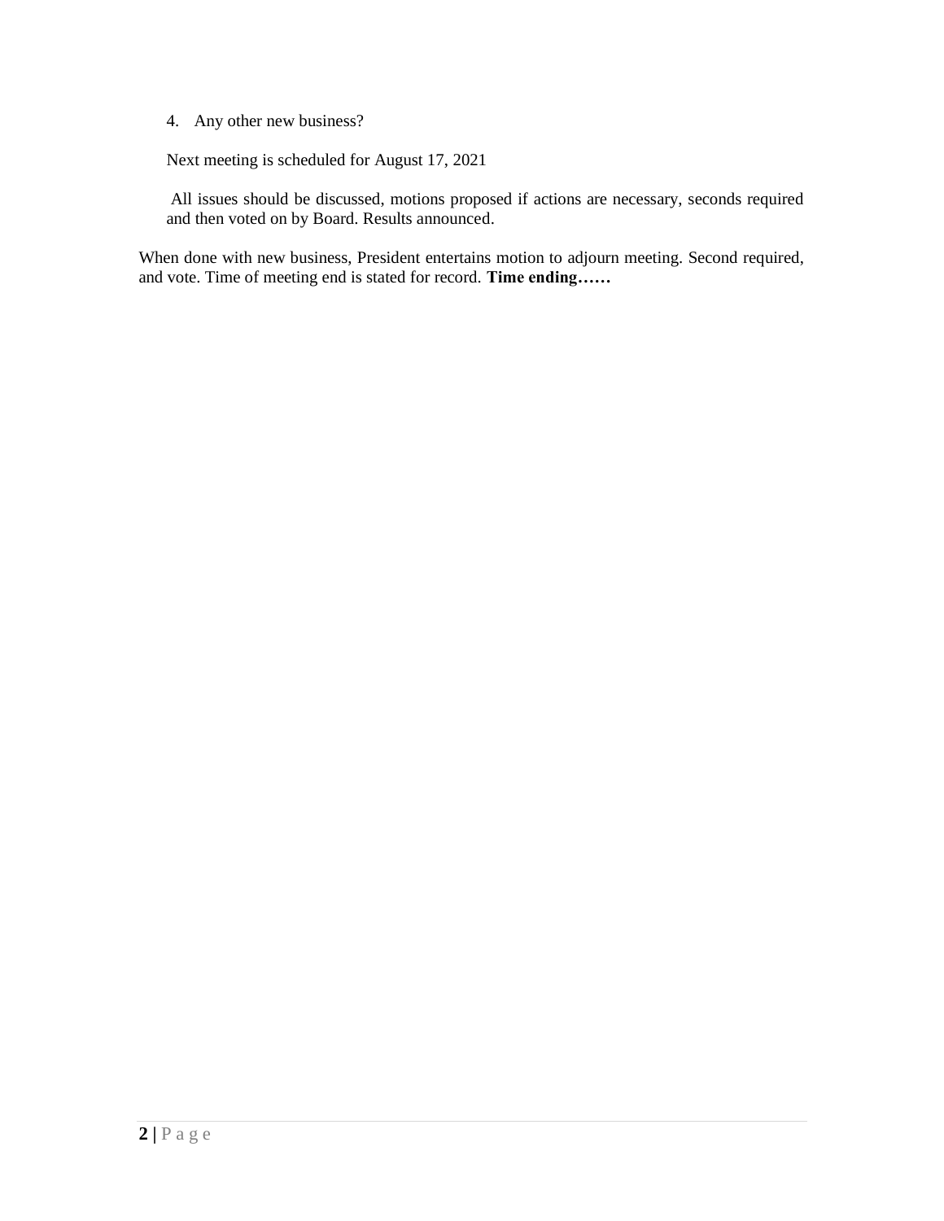4. Any other new business?

Next meeting is scheduled for August 17, 2021

All issues should be discussed, motions proposed if actions are necessary, seconds required and then voted on by Board. Results announced.

When done with new business, President entertains motion to adjourn meeting. Second required, and vote. Time of meeting end is stated for record. **Time ending……**